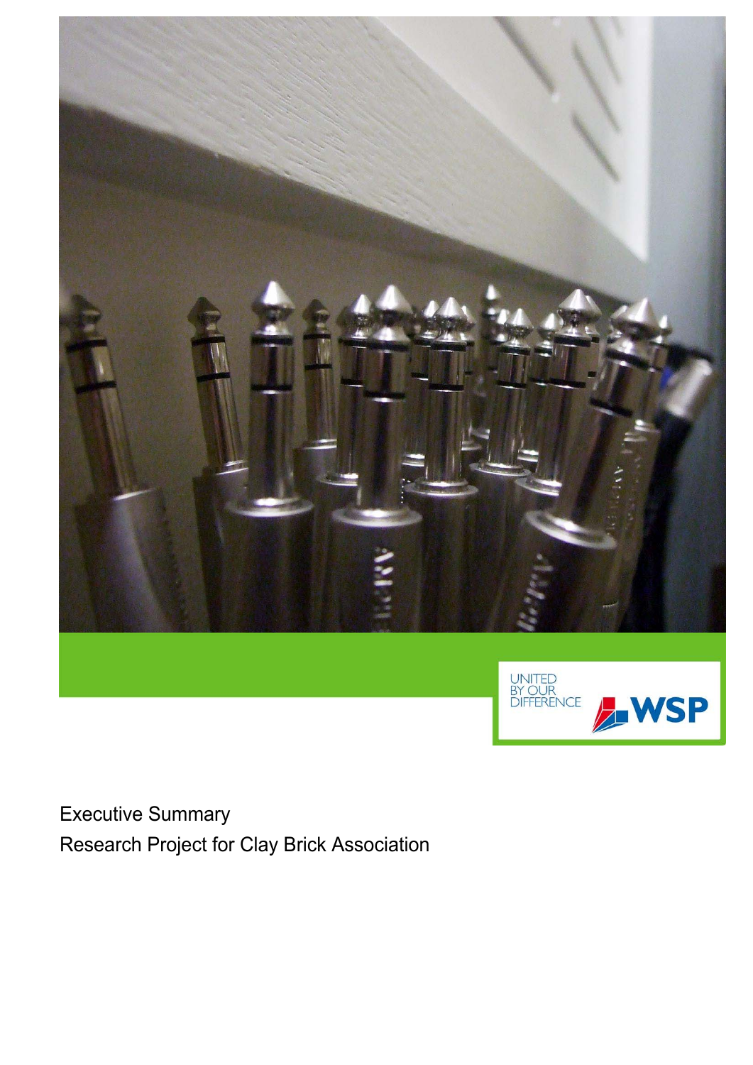UNITED BY OUR DIFFERENCE

WSP

Executive Summary

Research Project for Clay Brick Association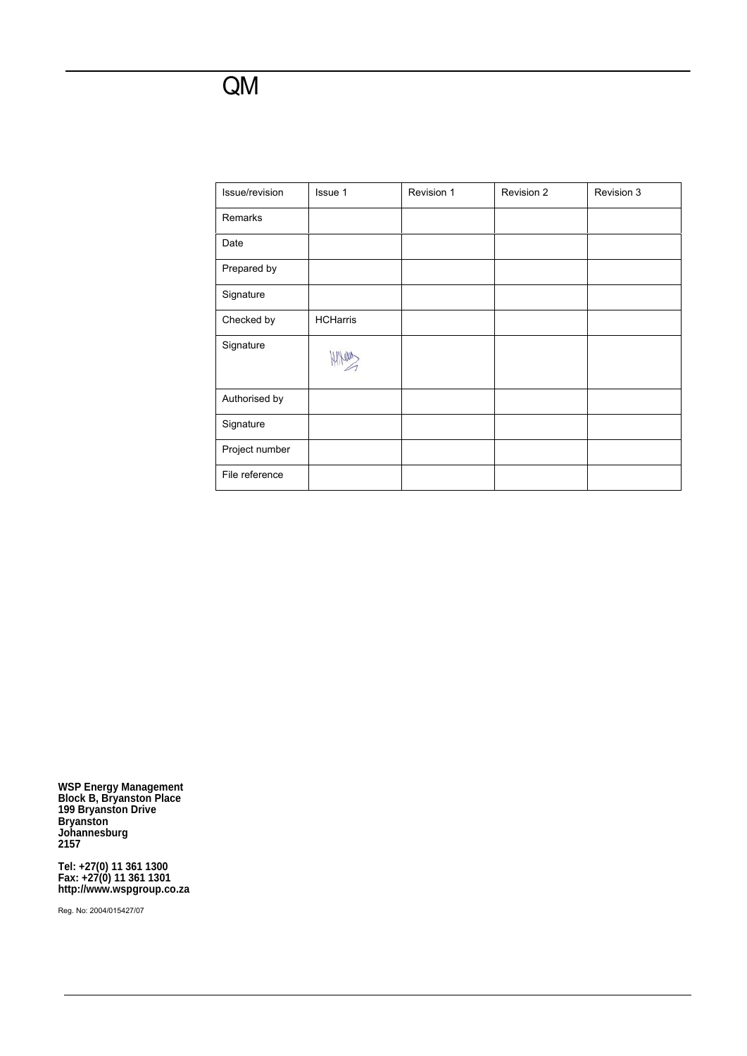# QM

| Issue/revision | Issue 1 | Revision 1 | Revision 2 | Revision 3 |
|---|---|---|---|---|
| Remarks | | | | |
| Date | | | | |
| Prepared by | | | | |
| Signature | | | | |
| Checked by | HCHarris | | | |
| Signature | | | | |
| Authorised by | | | | |
| Signature | | | | |
| Project number | | | | |
| File reference | | | | |

**WSP Energy Management**
**Block B, Bryanston Place**
**199 Bryanston Drive**
**Bryanston**
**Johannesburg**
**2157**

**Tel: +27(0) 11 361 1300**
**Fax: +27(0) 11 361 1301**
**http://www.wspgroup.co.za**

Reg. No: 2004/015427/07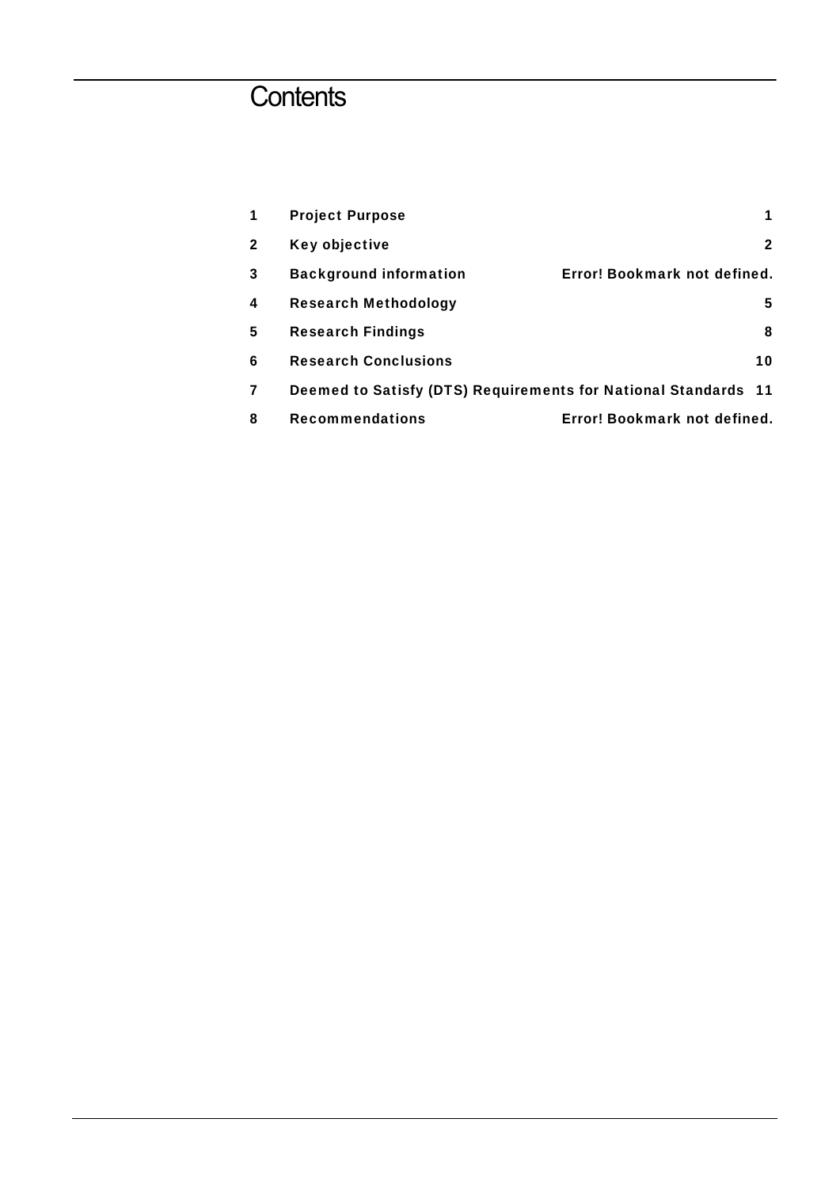# Contents

| | | |
|---|---|---|
| 1 | Project Purpose | 1 |
| 2 | Key objective | 2 |
| 3 | Background information | Error! Bookmark not defined. |
| 4 | Research Methodology | 5 |
| 5 | Research Findings | 8 |
| 6 | Research Conclusions | 10 |
| 7 | Deemed to Satisfy (DTS) Requirements for National Standards | 11 |
| 8 | Recommendations | Error! Bookmark not defined. |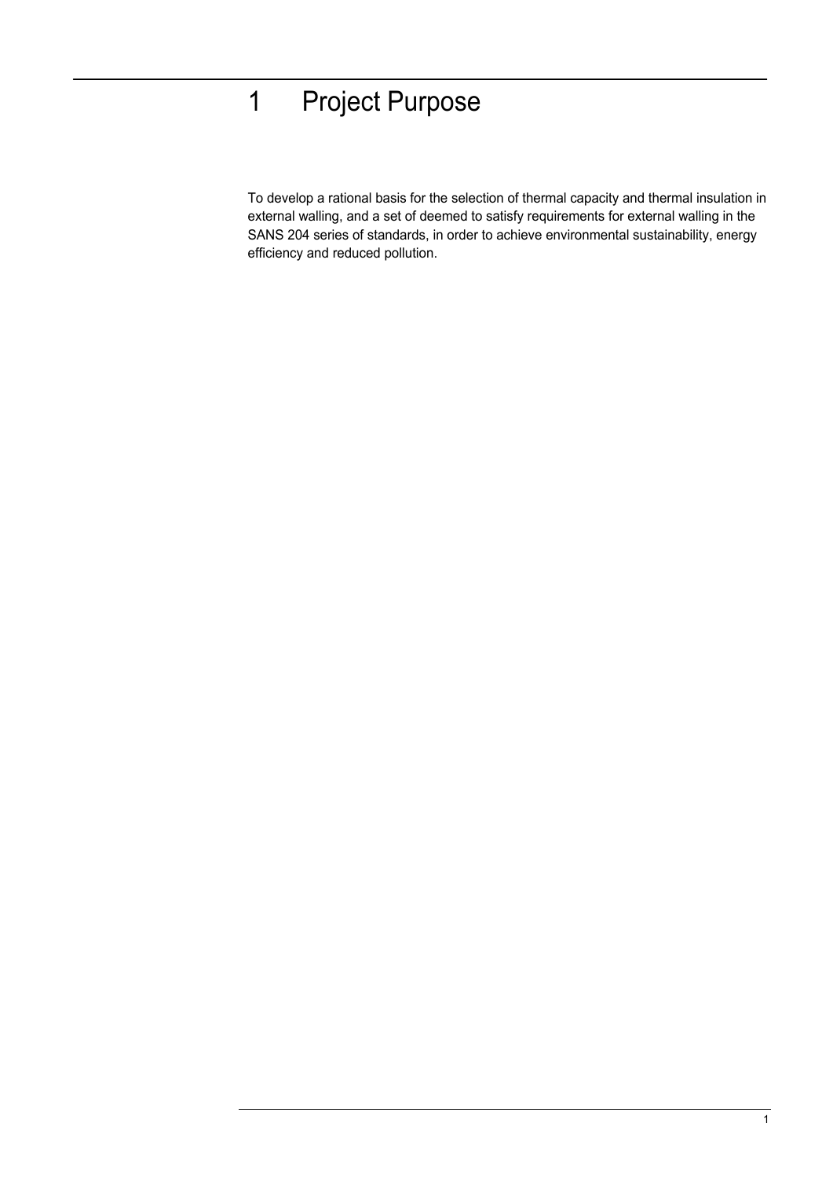# 1 Project Purpose

To develop a rational basis for the selection of thermal capacity and thermal insulation in external walling, and a set of deemed to satisfy requirements for external walling in the SANS 204 series of standards, in order to achieve environmental sustainability, energy efficiency and reduced pollution.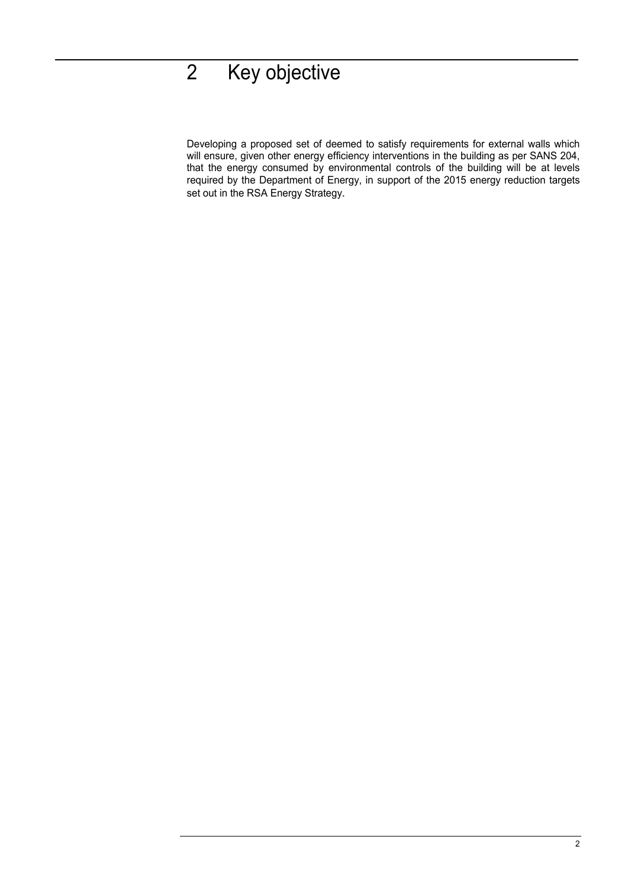# 2 Key objective

Developing a proposed set of deemed to satisfy requirements for external walls which will ensure, given other energy efficiency interventions in the building as per SANS 204, that the energy consumed by environmental controls of the building will be at levels required by the Department of Energy, in support of the 2015 energy reduction targets set out in the RSA Energy Strategy.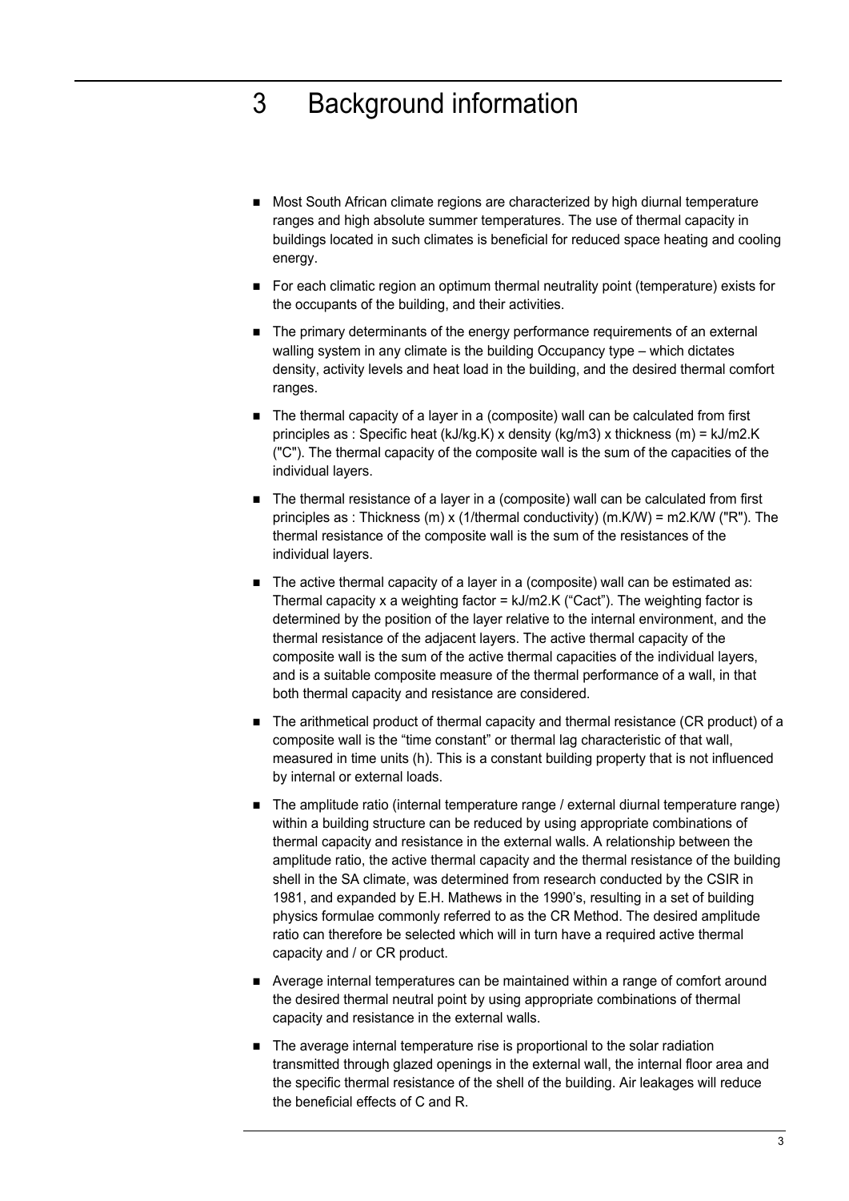# 3 Background information

- Most South African climate regions are characterized by high diurnal temperature ranges and high absolute summer temperatures. The use of thermal capacity in buildings located in such climates is beneficial for reduced space heating and cooling energy.
- For each climatic region an optimum thermal neutrality point (temperature) exists for the occupants of the building, and their activities.
- The primary determinants of the energy performance requirements of an external walling system in any climate is the building Occupancy type – which dictates density, activity levels and heat load in the building, and the desired thermal comfort ranges.
- The thermal capacity of a layer in a (composite) wall can be calculated from first principles as : Specific heat (kJ/kg.K) x density (kg/m3) x thickness (m) = kJ/m2.K ("C"). The thermal capacity of the composite wall is the sum of the capacities of the individual layers.
- The thermal resistance of a layer in a (composite) wall can be calculated from first principles as : Thickness (m) x (1/thermal conductivity) (m.K/W) = m2.K/W ("R"). The thermal resistance of the composite wall is the sum of the resistances of the individual layers.
- The active thermal capacity of a layer in a (composite) wall can be estimated as: Thermal capacity x a weighting factor = kJ/m2.K ("Cact"). The weighting factor is determined by the position of the layer relative to the internal environment, and the thermal resistance of the adjacent layers. The active thermal capacity of the composite wall is the sum of the active thermal capacities of the individual layers, and is a suitable composite measure of the thermal performance of a wall, in that both thermal capacity and resistance are considered.
- The arithmetical product of thermal capacity and thermal resistance (CR product) of a composite wall is the "time constant" or thermal lag characteristic of that wall, measured in time units (h). This is a constant building property that is not influenced by internal or external loads.
- The amplitude ratio (internal temperature range / external diurnal temperature range) within a building structure can be reduced by using appropriate combinations of thermal capacity and resistance in the external walls. A relationship between the amplitude ratio, the active thermal capacity and the thermal resistance of the building shell in the SA climate, was determined from research conducted by the CSIR in 1981, and expanded by E.H. Mathews in the 1990's, resulting in a set of building physics formulae commonly referred to as the CR Method. The desired amplitude ratio can therefore be selected which will in turn have a required active thermal capacity and / or CR product.
- Average internal temperatures can be maintained within a range of comfort around the desired thermal neutral point by using appropriate combinations of thermal capacity and resistance in the external walls.
- The average internal temperature rise is proportional to the solar radiation transmitted through glazed openings in the external wall, the internal floor area and the specific thermal resistance of the shell of the building. Air leakages will reduce the beneficial effects of C and R.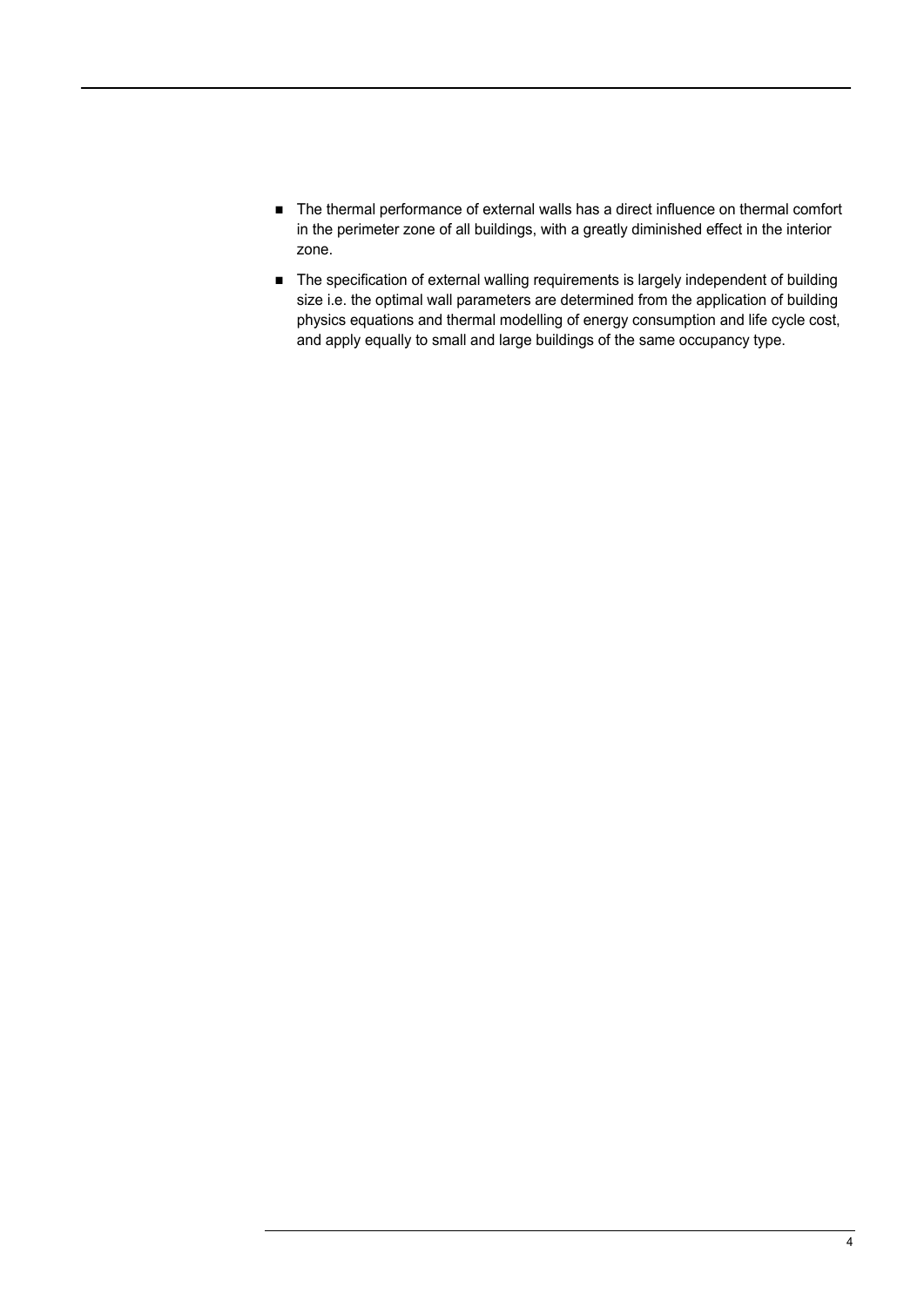- The thermal performance of external walls has a direct influence on thermal comfort in the perimeter zone of all buildings, with a greatly diminished effect in the interior zone.
- The specification of external walling requirements is largely independent of building size i.e. the optimal wall parameters are determined from the application of building physics equations and thermal modelling of energy consumption and life cycle cost, and apply equally to small and large buildings of the same occupancy type.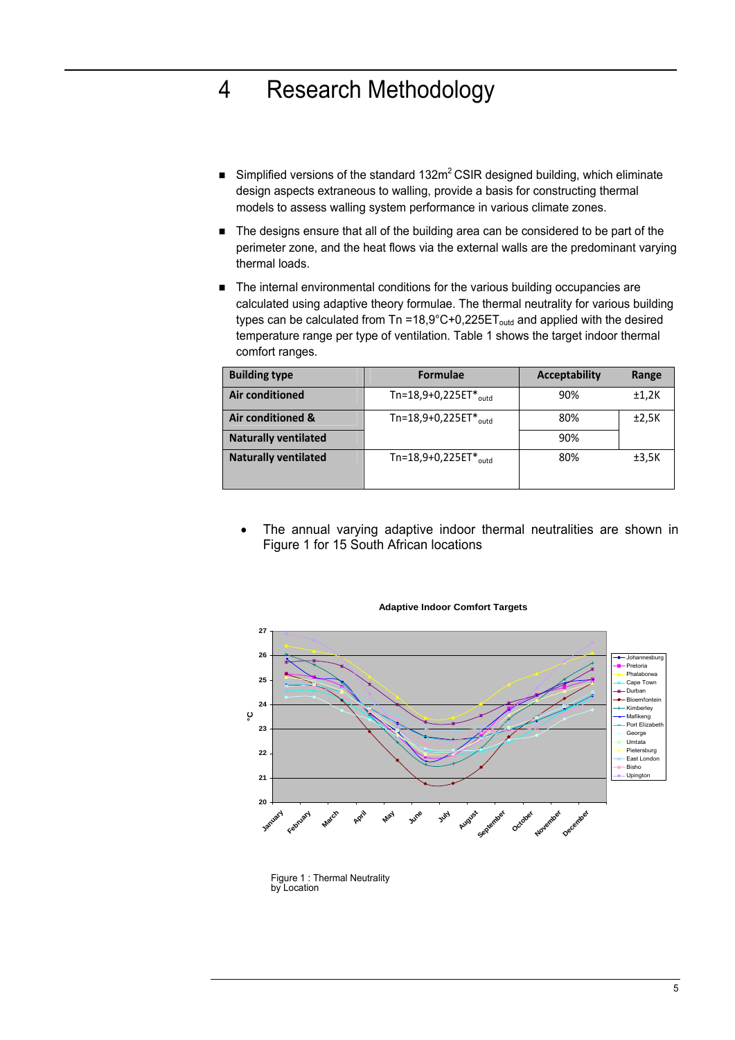# 4 Research Methodology

- Simplified versions of the standard $132m^2$ CSIR designed building, which eliminate design aspects extraneous to walling, provide a basis for constructing thermal models to assess walling system performance in various climate zones.
- The designs ensure that all of the building area can be considered to be part of the perimeter zone, and the heat flows via the external walls are the predominant varying thermal loads.
- The internal environmental conditions for the various building occupancies are calculated using adaptive theory formulae. The thermal neutrality for various building types can be calculated from Tn =18,9°C+0,225$ET_{outd}$ and applied with the desired temperature range per type of ventilation. Table 1 shows the target indoor thermal comfort ranges.

| Building type | Formulae | Acceptability | Range |
|---|---|---|---|
| Air conditioned | Tn=18,9+0,225$ET^*_{outd}$ | 90% | ±1,2K |
| Air conditioned & | Tn=18,9+0,225$ET^*_{outd}$ | 80% | ±2,5K |
| Naturally ventilated | | 90% | |
| Naturally ventilated | Tn=18,9+0,225$ET^*_{outd}$ | 80% | ±3,5K |

- The annual varying adaptive indoor thermal neutralities are shown in Figure 1 for 15 South African locations

Figure 1 : Thermal Neutrality by Location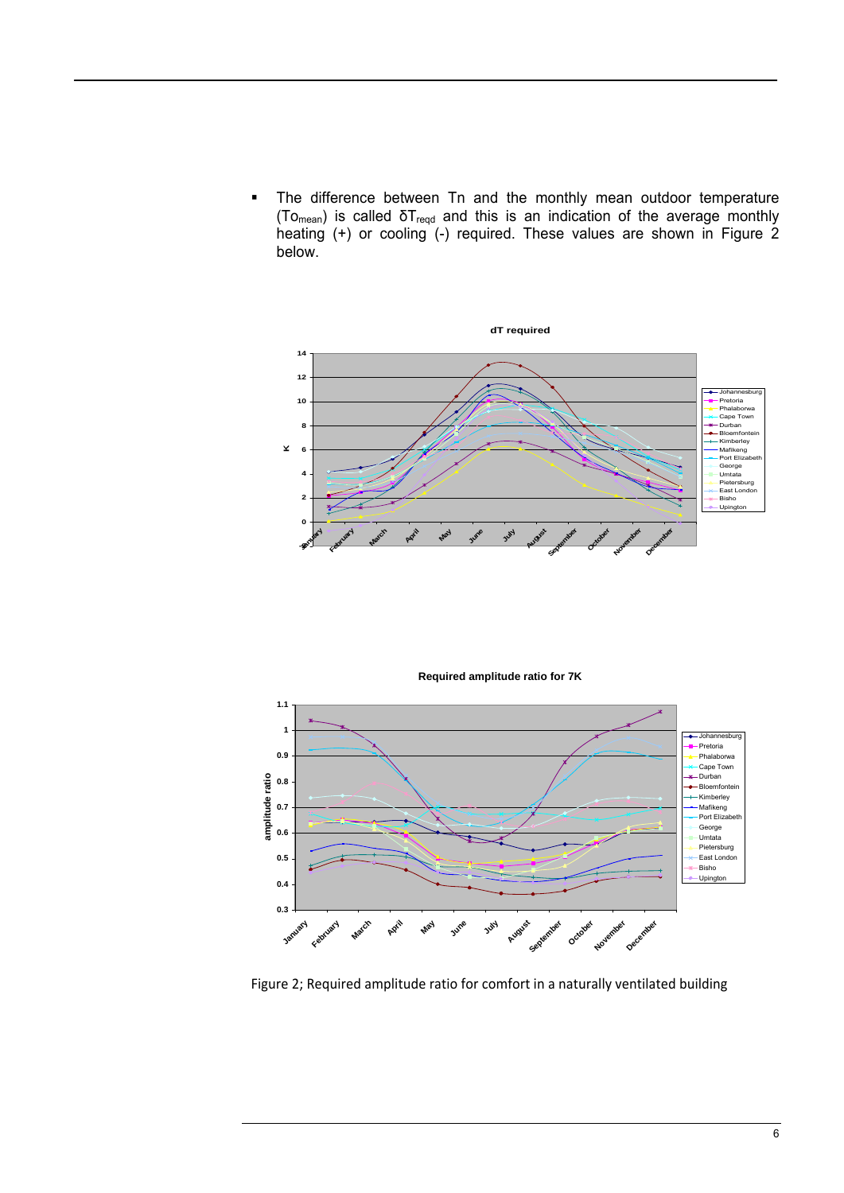- The difference between Tn and the monthly mean outdoor temperature ($To_{mean}$) is called $\delta T_{reqd}$ and this is an indication of the average monthly heating (+) or cooling (-) required. These values are shown in Figure 2 below.

Figure 2; Required amplitude ratio for comfort in a naturally ventilated building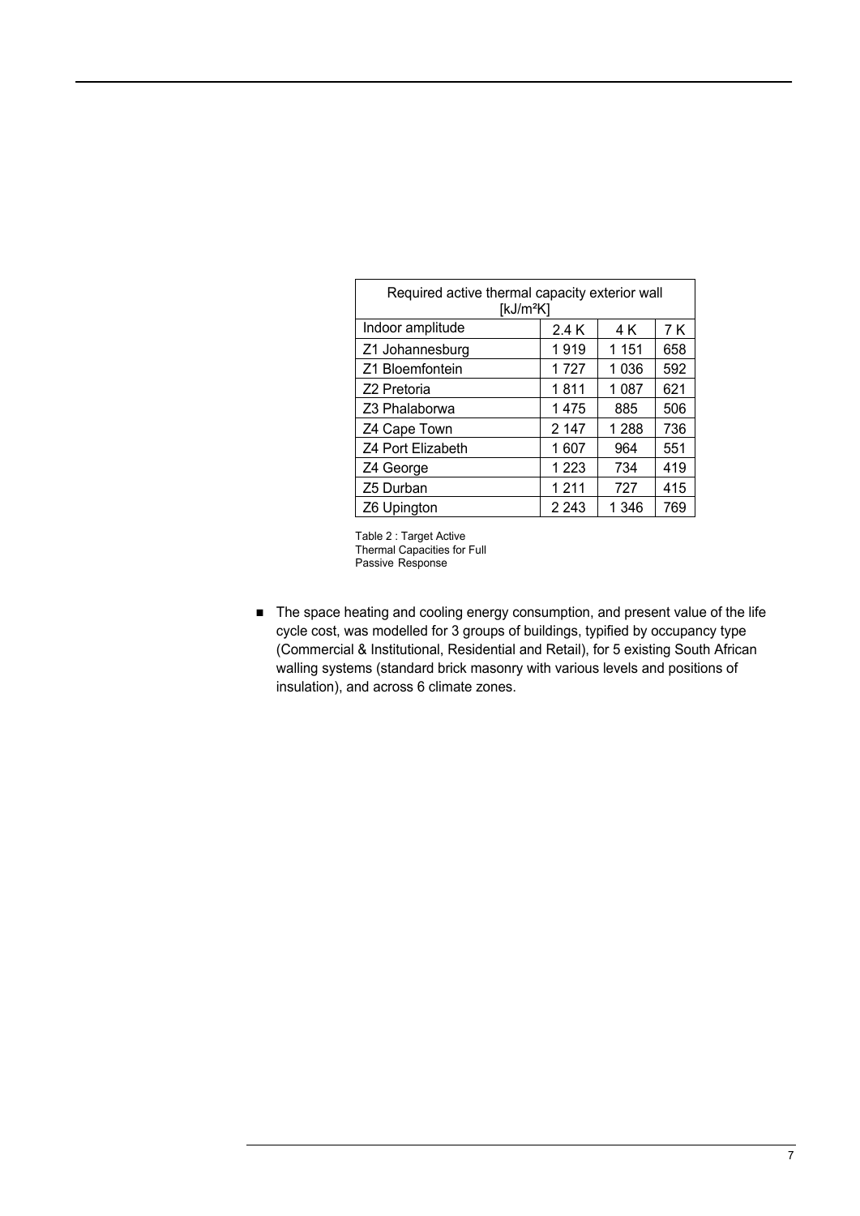| Required active thermal capacity exterior wall [kJ/m²K] | | | |
|---|---|---|---|
| Indoor amplitude | 2.4 K | 4 K | 7 K |
| Z1 Johannesburg | 1 919 | 1 151 | 658 |
| Z1 Bloemfontein | 1 727 | 1 036 | 592 |
| Z2 Pretoria | 1 811 | 1 087 | 621 |
| Z3 Phalaborwa | 1 475 | 885 | 506 |
| Z4 Cape Town | 2 147 | 1 288 | 736 |
| Z4 Port Elizabeth | 1 607 | 964 | 551 |
| Z4 George | 1 223 | 734 | 419 |
| Z5 Durban | 1 211 | 727 | 415 |
| Z6 Upington | 2 243 | 1 346 | 769 |

Table 2 : Target Active Thermal Capacities for Full Passive Response

- The space heating and cooling energy consumption, and present value of the life cycle cost, was modelled for 3 groups of buildings, typified by occupancy type (Commercial & Institutional, Residential and Retail), for 5 existing South African walling systems (standard brick masonry with various levels and positions of insulation), and across 6 climate zones.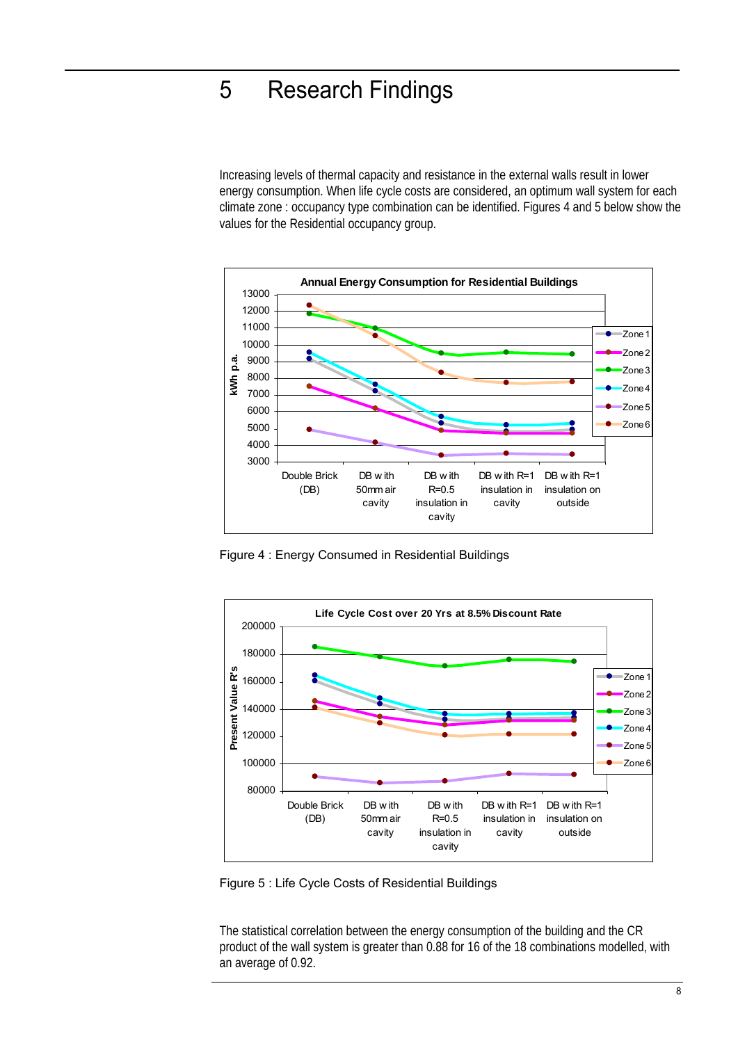# 5 Research Findings

Increasing levels of thermal capacity and resistance in the external walls result in lower energy consumption. When life cycle costs are considered, an optimum wall system for each climate zone : occupancy type combination can be identified. Figures 4 and 5 below show the values for the Residential occupancy group.

Figure 4 : Energy Consumed in Residential Buildings

Figure 5 : Life Cycle Costs of Residential Buildings

The statistical correlation between the energy consumption of the building and the CR product of the wall system is greater than 0.88 for 16 of the 18 combinations modelled, with an average of 0.92.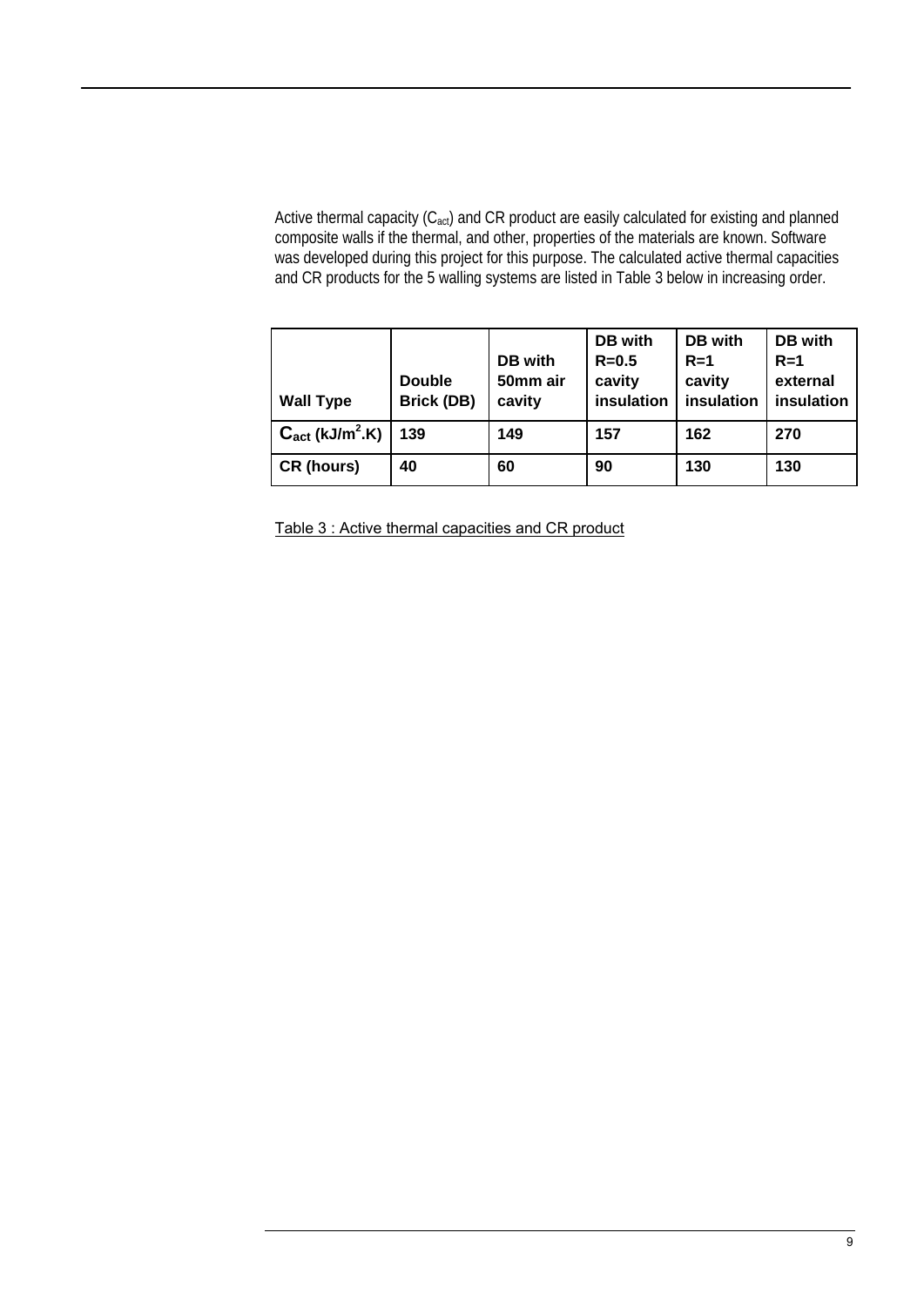Active thermal capacity ($C_{act}$) and CR product are easily calculated for existing and planned composite walls if the thermal, and other, properties of the materials are known. Software was developed during this project for this purpose. The calculated active thermal capacities and CR products for the 5 walling systems are listed in Table 3 below in increasing order.

| **Wall Type** | **Double Brick (DB)** | **DB with 50mm air cavity** | **DB with R=0.5 cavity insulation** | **DB with R=1 cavity insulation** | **DB with R=1 external insulation** |
|---|---|---|---|---|---|
| **$C_{act}$ (kJ/m$^2$.K)** | **139** | **149** | **157** | **162** | **270** |
| **CR (hours)** | **40** | **60** | **90** | **130** | **130** |

Table 3 : Active thermal capacities and CR product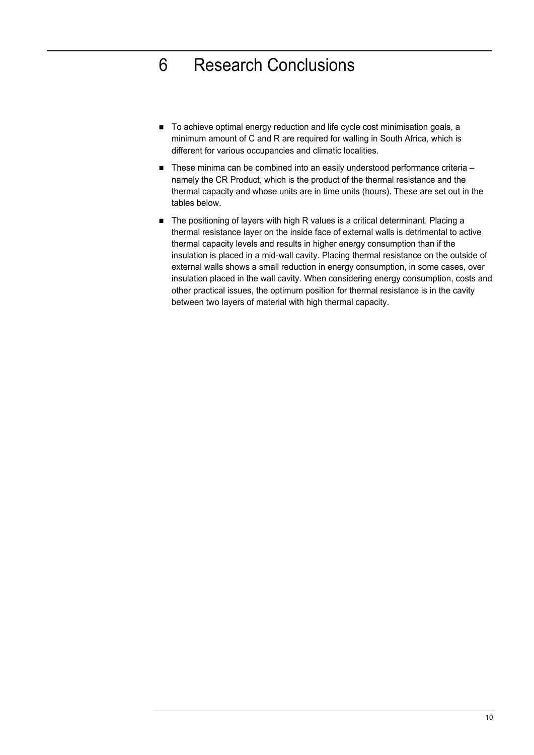# 6 Research Conclusions

- To achieve optimal energy reduction and life cycle cost minimisation goals, a minimum amount of C and R are required for walling in South Africa, which is different for various occupancies and climatic localities.
- These minima can be combined into an easily understood performance criteria – namely the CR Product, which is the product of the thermal resistance and the thermal capacity and whose units are in time units (hours). These are set out in the tables below.
- The positioning of layers with high R values is a critical determinant. Placing a thermal resistance layer on the inside face of external walls is detrimental to active thermal capacity levels and results in higher energy consumption than if the insulation is placed in a mid-wall cavity. Placing thermal resistance on the outside of external walls shows a small reduction in energy consumption, in some cases, over insulation placed in the wall cavity. When considering energy consumption, costs and other practical issues, the optimum position for thermal resistance is in the cavity between two layers of material with high thermal capacity.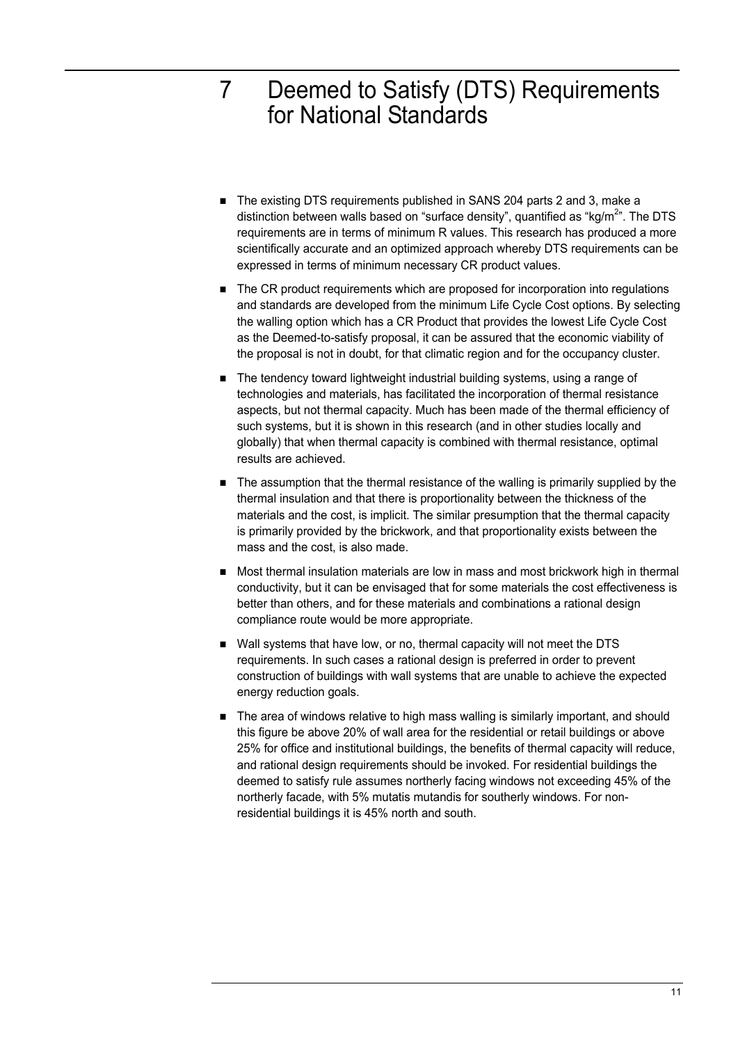# 7 Deemed to Satisfy (DTS) Requirements for National Standards

- The existing DTS requirements published in SANS 204 parts 2 and 3, make a distinction between walls based on "surface density", quantified as "kg/m$^2$". The DTS requirements are in terms of minimum R values. This research has produced a more scientifically accurate and an optimized approach whereby DTS requirements can be expressed in terms of minimum necessary CR product values.
- The CR product requirements which are proposed for incorporation into regulations and standards are developed from the minimum Life Cycle Cost options. By selecting the walling option which has a CR Product that provides the lowest Life Cycle Cost as the Deemed-to-satisfy proposal, it can be assured that the economic viability of the proposal is not in doubt, for that climatic region and for the occupancy cluster.
- The tendency toward lightweight industrial building systems, using a range of technologies and materials, has facilitated the incorporation of thermal resistance aspects, but not thermal capacity. Much has been made of the thermal efficiency of such systems, but it is shown in this research (and in other studies locally and globally) that when thermal capacity is combined with thermal resistance, optimal results are achieved.
- The assumption that the thermal resistance of the walling is primarily supplied by the thermal insulation and that there is proportionality between the thickness of the materials and the cost, is implicit. The similar presumption that the thermal capacity is primarily provided by the brickwork, and that proportionality exists between the mass and the cost, is also made.
- Most thermal insulation materials are low in mass and most brickwork high in thermal conductivity, but it can be envisaged that for some materials the cost effectiveness is better than others, and for these materials and combinations a rational design compliance route would be more appropriate.
- Wall systems that have low, or no, thermal capacity will not meet the DTS requirements. In such cases a rational design is preferred in order to prevent construction of buildings with wall systems that are unable to achieve the expected energy reduction goals.
- The area of windows relative to high mass walling is similarly important, and should this figure be above 20% of wall area for the residential or retail buildings or above 25% for office and institutional buildings, the benefits of thermal capacity will reduce, and rational design requirements should be invoked. For residential buildings the deemed to satisfy rule assumes northerly facing windows not exceeding 45% of the northerly facade, with 5% mutatis mutandis for southerly windows. For non-residential buildings it is 45% north and south.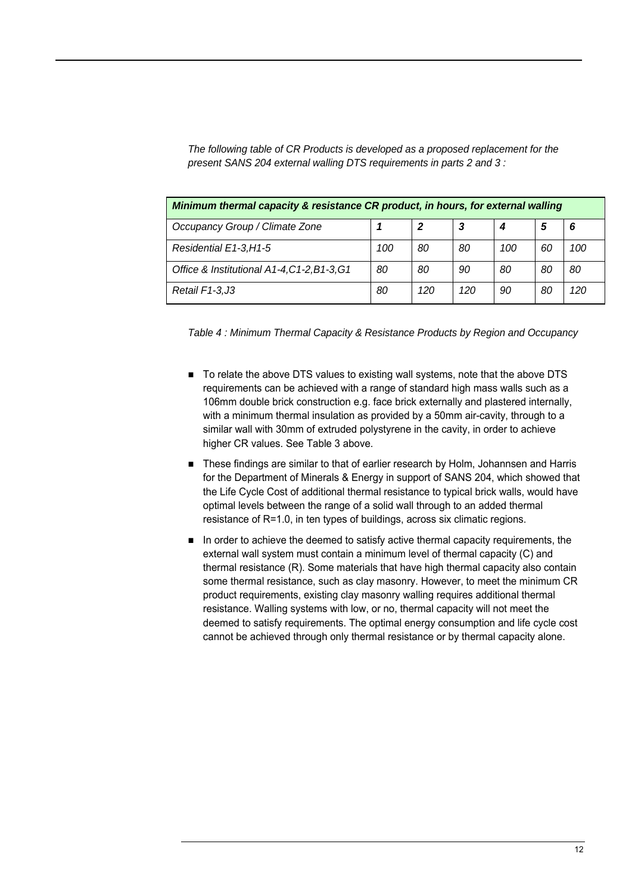*The following table of CR Products is developed as a proposed replacement for the present SANS 204 external walling DTS requirements in parts 2 and 3 :*

| ***Minimum thermal capacity & resistance CR product, in hours, for external walling*** | | | | | | |
|---|---|---|---|---|---|---|
| *Occupancy Group / Climate Zone* | ***1*** | ***2*** | ***3*** | ***4*** | ***5*** | ***6*** |
| *Residential E1-3,H1-5* | *100* | *80* | *80* | *100* | *60* | *100* |
| *Office & Institutional A1-4,C1-2,B1-3,G1* | *80* | *80* | *90* | *80* | *80* | *80* |
| *Retail F1-3,J3* | *80* | *120* | *120* | *90* | *80* | *120* |

*Table 4 : Minimum Thermal Capacity & Resistance Products by Region and Occupancy*

- To relate the above DTS values to existing wall systems, note that the above DTS requirements can be achieved with a range of standard high mass walls such as a 106mm double brick construction e.g. face brick externally and plastered internally, with a minimum thermal insulation as provided by a 50mm air-cavity, through to a similar wall with 30mm of extruded polystyrene in the cavity, in order to achieve higher CR values. See Table 3 above.
- These findings are similar to that of earlier research by Holm, Johannsen and Harris for the Department of Minerals & Energy in support of SANS 204, which showed that the Life Cycle Cost of additional thermal resistance to typical brick walls, would have optimal levels between the range of a solid wall through to an added thermal resistance of R=1.0, in ten types of buildings, across six climatic regions.
- In order to achieve the deemed to satisfy active thermal capacity requirements, the external wall system must contain a minimum level of thermal capacity (C) and thermal resistance (R). Some materials that have high thermal capacity also contain some thermal resistance, such as clay masonry. However, to meet the minimum CR product requirements, existing clay masonry walling requires additional thermal resistance. Walling systems with low, or no, thermal capacity will not meet the deemed to satisfy requirements. The optimal energy consumption and life cycle cost cannot be achieved through only thermal resistance or by thermal capacity alone.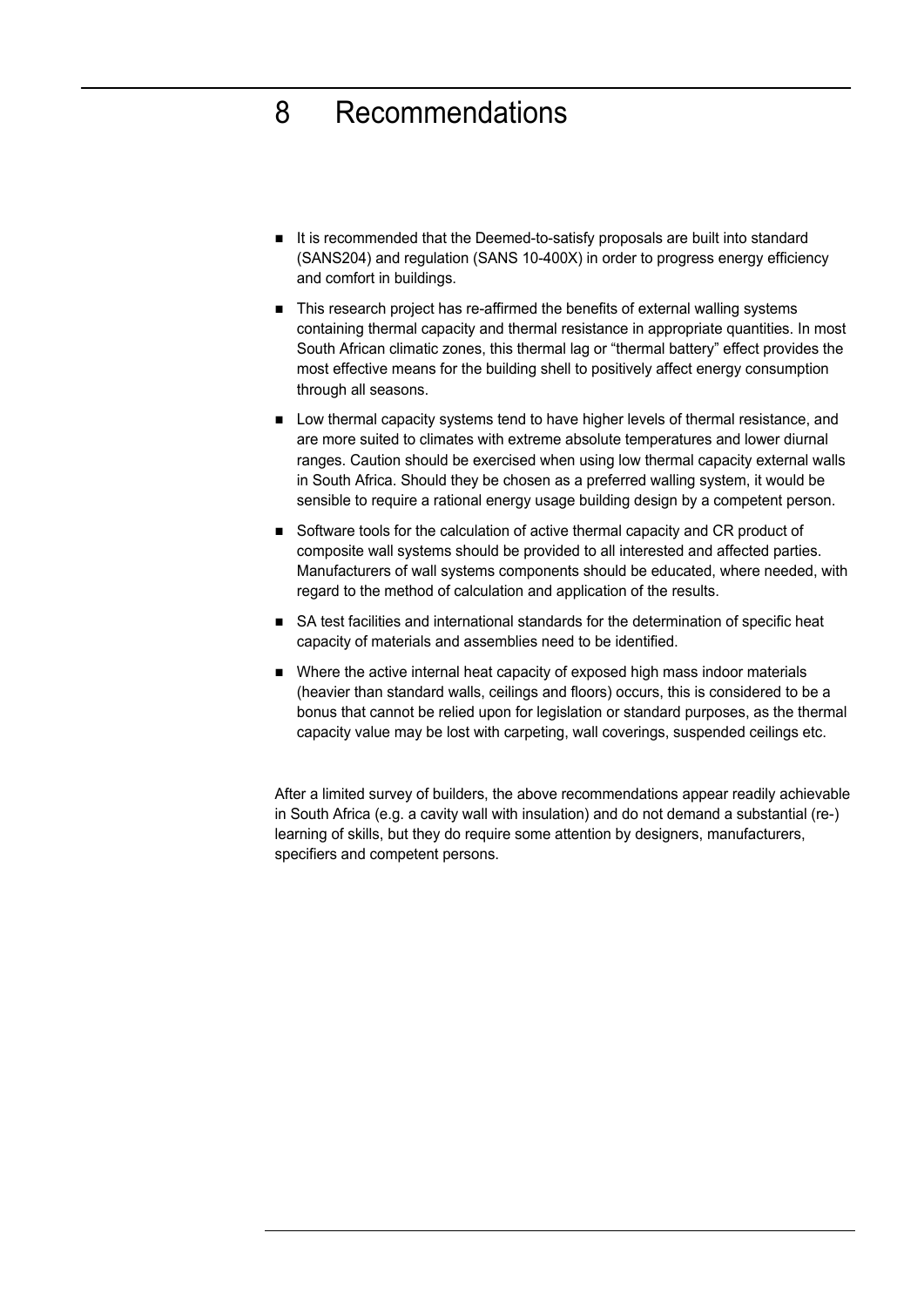# 8 Recommendations

- It is recommended that the Deemed-to-satisfy proposals are built into standard (SANS204) and regulation (SANS 10-400X) in order to progress energy efficiency and comfort in buildings.
- This research project has re-affirmed the benefits of external walling systems containing thermal capacity and thermal resistance in appropriate quantities. In most South African climatic zones, this thermal lag or "thermal battery" effect provides the most effective means for the building shell to positively affect energy consumption through all seasons.
- Low thermal capacity systems tend to have higher levels of thermal resistance, and are more suited to climates with extreme absolute temperatures and lower diurnal ranges. Caution should be exercised when using low thermal capacity external walls in South Africa. Should they be chosen as a preferred walling system, it would be sensible to require a rational energy usage building design by a competent person.
- Software tools for the calculation of active thermal capacity and CR product of composite wall systems should be provided to all interested and affected parties. Manufacturers of wall systems components should be educated, where needed, with regard to the method of calculation and application of the results.
- SA test facilities and international standards for the determination of specific heat capacity of materials and assemblies need to be identified.
- Where the active internal heat capacity of exposed high mass indoor materials (heavier than standard walls, ceilings and floors) occurs, this is considered to be a bonus that cannot be relied upon for legislation or standard purposes, as the thermal capacity value may be lost with carpeting, wall coverings, suspended ceilings etc.

After a limited survey of builders, the above recommendations appear readily achievable in South Africa (e.g. a cavity wall with insulation) and do not demand a substantial (re-) learning of skills, but they do require some attention by designers, manufacturers, specifiers and competent persons.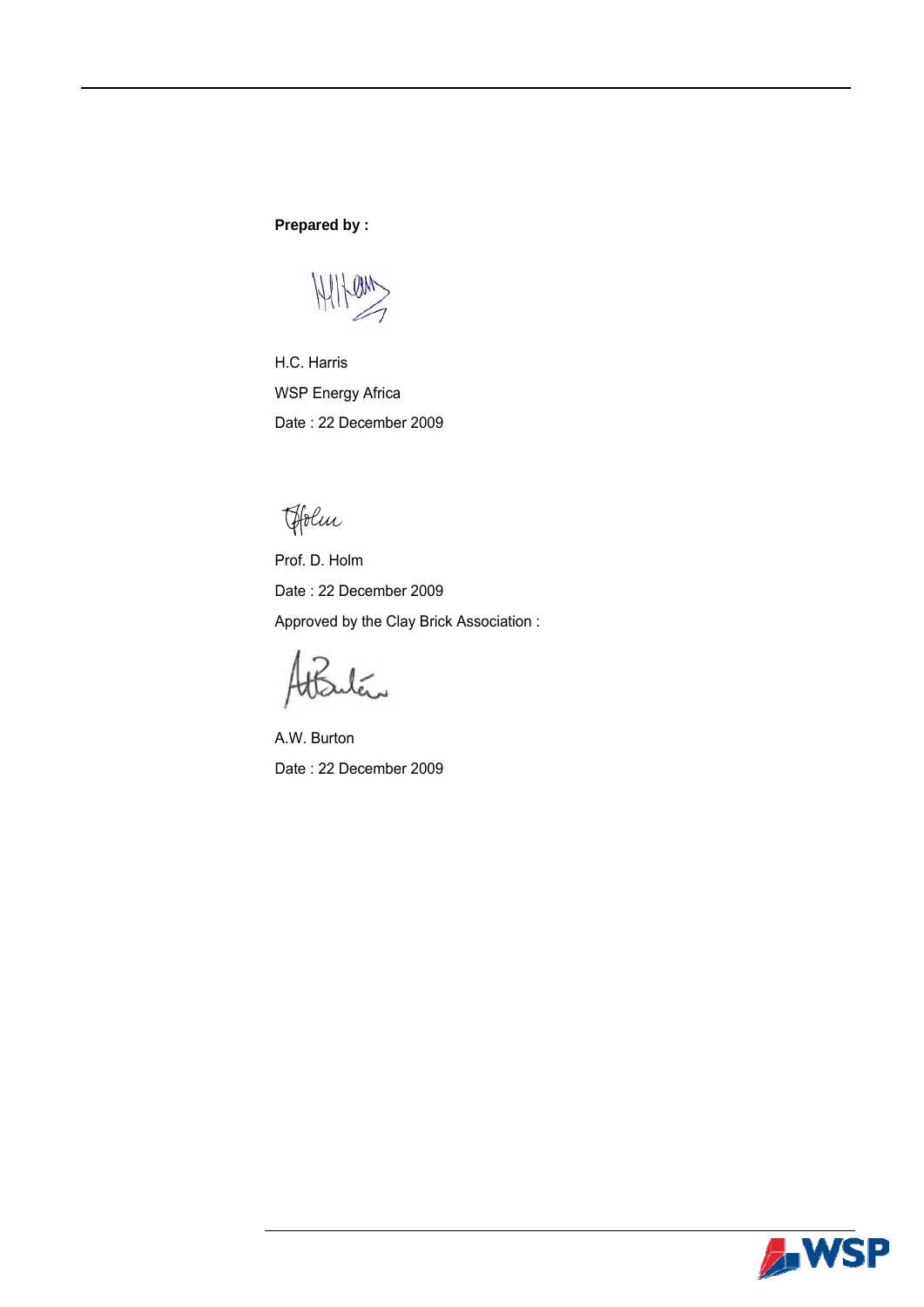**Prepared by :**

H.C. Harris

WSP Energy Africa

Date : 22 December 2009

Prof. D. Holm

Date : 22 December 2009

Approved by the Clay Brick Association :

A.W. Burton

Date : 22 December 2009